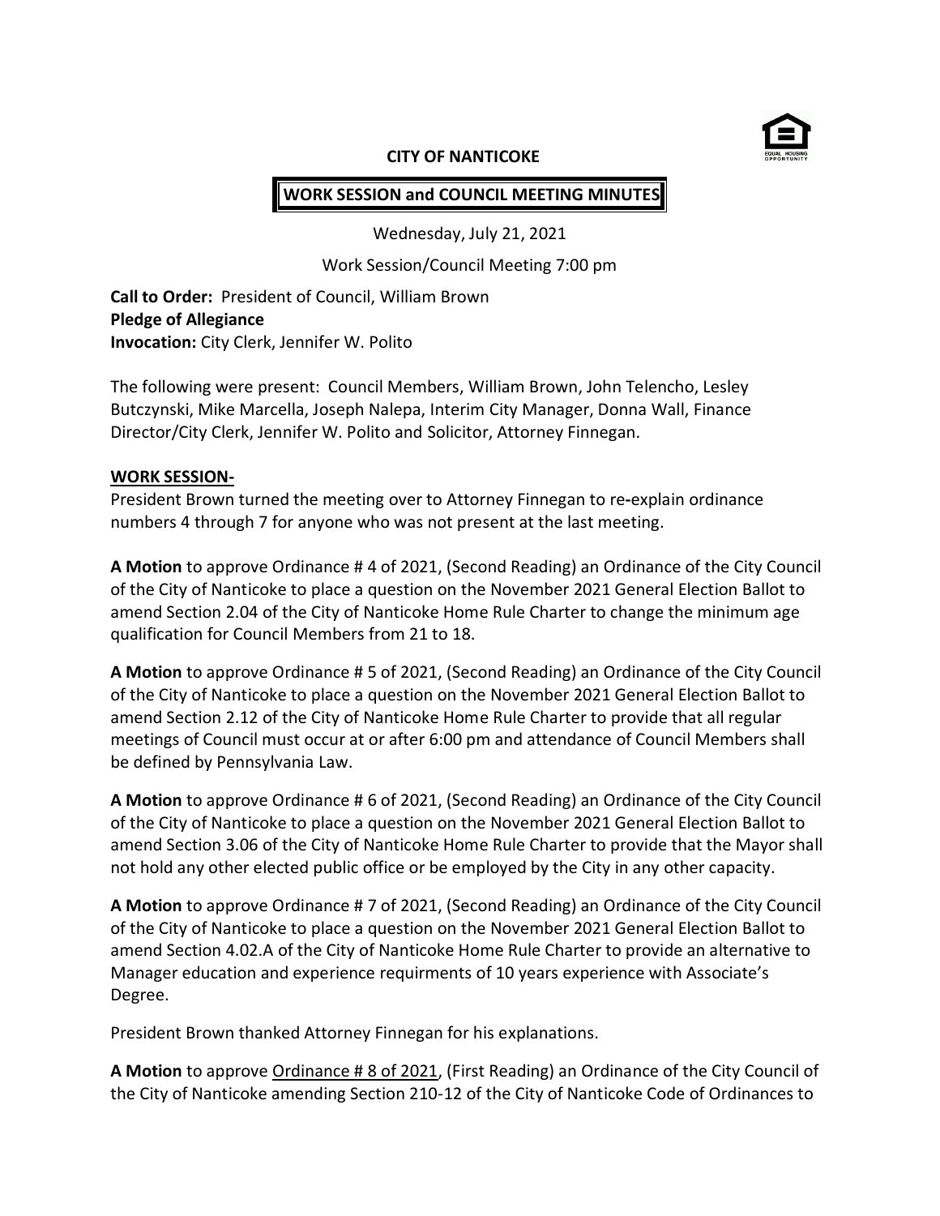**CITY OF NANTICOKE**

**WORK SESSION and COUNCIL MEETING MINUTES**

Wednesday, July 21, 2021

Work Session/Council Meeting 7:00 pm

**Call to Order:** President of Council, William Brown
**Pledge of Allegiance**
**Invocation:** City Clerk, Jennifer W. Polito

The following were present: Council Members, William Brown, John Telencho, Lesley Butczynski, Mike Marcella, Joseph Nalepa, Interim City Manager, Donna Wall, Finance Director/City Clerk, Jennifer W. Polito and Solicitor, Attorney Finnegan.

**WORK SESSION-**

President Brown turned the meeting over to Attorney Finnegan to re-explain ordinance numbers 4 through 7 for anyone who was not present at the last meeting.

**A Motion** to approve Ordinance # 4 of 2021, (Second Reading) an Ordinance of the City Council of the City of Nanticoke to place a question on the November 2021 General Election Ballot to amend Section 2.04 of the City of Nanticoke Home Rule Charter to change the minimum age qualification for Council Members from 21 to 18.

**A Motion** to approve Ordinance # 5 of 2021, (Second Reading) an Ordinance of the City Council of the City of Nanticoke to place a question on the November 2021 General Election Ballot to amend Section 2.12 of the City of Nanticoke Home Rule Charter to provide that all regular meetings of Council must occur at or after 6:00 pm and attendance of Council Members shall be defined by Pennsylvania Law.

**A Motion** to approve Ordinance # 6 of 2021, (Second Reading) an Ordinance of the City Council of the City of Nanticoke to place a question on the November 2021 General Election Ballot to amend Section 3.06 of the City of Nanticoke Home Rule Charter to provide that the Mayor shall not hold any other elected public office or be employed by the City in any other capacity.

**A Motion** to approve Ordinance # 7 of 2021, (Second Reading) an Ordinance of the City Council of the City of Nanticoke to place a question on the November 2021 General Election Ballot to amend Section 4.02.A of the City of Nanticoke Home Rule Charter to provide an alternative to Manager education and experience requirments of 10 years experience with Associate's Degree.

President Brown thanked Attorney Finnegan for his explanations.

**A Motion** to approve <u>Ordinance # 8 of 2021</u>, (First Reading) an Ordinance of the City Council of the City of Nanticoke amending Section 210-12 of the City of Nanticoke Code of Ordinances to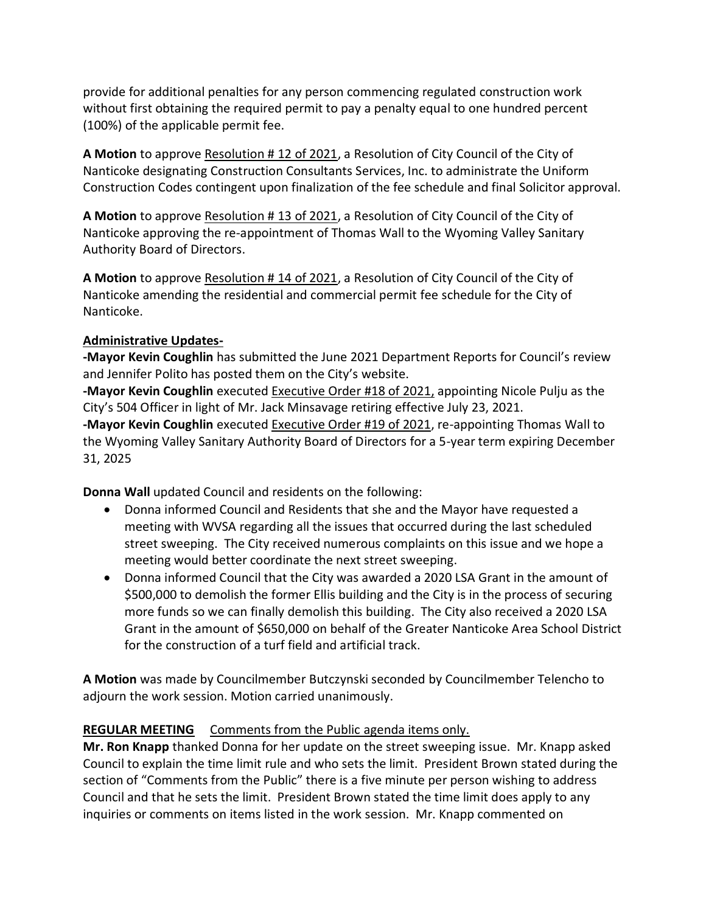provide for additional penalties for any person commencing regulated construction work without first obtaining the required permit to pay a penalty equal to one hundred percent (100%) of the applicable permit fee.

**A Motion** to approve Resolution # 12 of 2021, a Resolution of City Council of the City of Nanticoke designating Construction Consultants Services, Inc. to administrate the Uniform Construction Codes contingent upon finalization of the fee schedule and final Solicitor approval.

**A Motion** to approve Resolution # 13 of 2021, a Resolution of City Council of the City of Nanticoke approving the re-appointment of Thomas Wall to the Wyoming Valley Sanitary Authority Board of Directors.

**A Motion** to approve Resolution # 14 of 2021, a Resolution of City Council of the City of Nanticoke amending the residential and commercial permit fee schedule for the City of Nanticoke.

**Administrative Updates-**

**-Mayor Kevin Coughlin** has submitted the June 2021 Department Reports for Council's review and Jennifer Polito has posted them on the City's website.

**-Mayor Kevin Coughlin** executed Executive Order #18 of 2021, appointing Nicole Pulju as the City's 504 Officer in light of Mr. Jack Minsavage retiring effective July 23, 2021.

**-Mayor Kevin Coughlin** executed Executive Order #19 of 2021, re-appointing Thomas Wall to the Wyoming Valley Sanitary Authority Board of Directors for a 5-year term expiring December 31, 2025

**Donna Wall** updated Council and residents on the following:

- Donna informed Council and Residents that she and the Mayor have requested a meeting with WVSA regarding all the issues that occurred during the last scheduled street sweeping. The City received numerous complaints on this issue and we hope a meeting would better coordinate the next street sweeping.
- Donna informed Council that the City was awarded a 2020 LSA Grant in the amount of $500,000 to demolish the former Ellis building and the City is in the process of securing more funds so we can finally demolish this building. The City also received a 2020 LSA Grant in the amount of $650,000 on behalf of the Greater Nanticoke Area School District for the construction of a turf field and artificial track.

**A Motion** was made by Councilmember Butczynski seconded by Councilmember Telencho to adjourn the work session. Motion carried unanimously.

**REGULAR MEETING** Comments from the Public agenda items only.

**Mr. Ron Knapp** thanked Donna for her update on the street sweeping issue. Mr. Knapp asked Council to explain the time limit rule and who sets the limit. President Brown stated during the section of "Comments from the Public" there is a five minute per person wishing to address Council and that he sets the limit. President Brown stated the time limit does apply to any inquiries or comments on items listed in the work session. Mr. Knapp commented on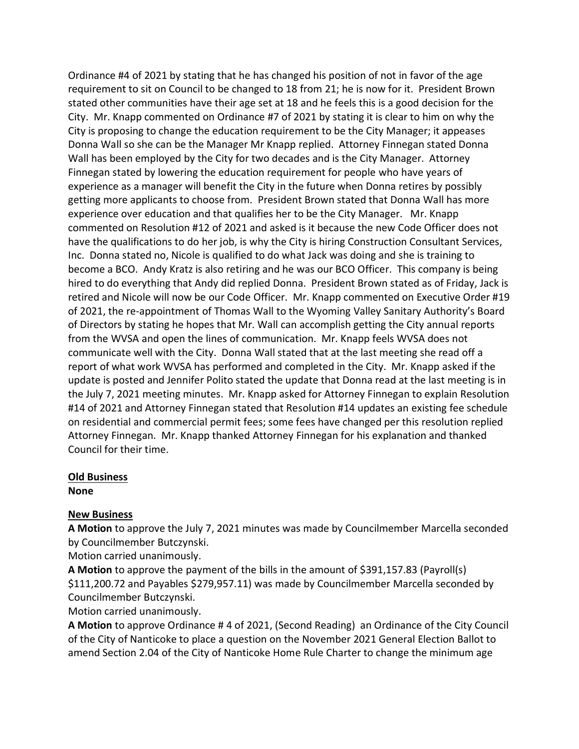Ordinance #4 of 2021 by stating that he has changed his position of not in favor of the age requirement to sit on Council to be changed to 18 from 21; he is now for it. President Brown stated other communities have their age set at 18 and he feels this is a good decision for the City. Mr. Knapp commented on Ordinance #7 of 2021 by stating it is clear to him on why the City is proposing to change the education requirement to be the City Manager; it appeases Donna Wall so she can be the Manager Mr Knapp replied. Attorney Finnegan stated Donna Wall has been employed by the City for two decades and is the City Manager. Attorney Finnegan stated by lowering the education requirement for people who have years of experience as a manager will benefit the City in the future when Donna retires by possibly getting more applicants to choose from. President Brown stated that Donna Wall has more experience over education and that qualifies her to be the City Manager. Mr. Knapp commented on Resolution #12 of 2021 and asked is it because the new Code Officer does not have the qualifications to do her job, is why the City is hiring Construction Consultant Services, Inc. Donna stated no, Nicole is qualified to do what Jack was doing and she is training to become a BCO. Andy Kratz is also retiring and he was our BCO Officer. This company is being hired to do everything that Andy did replied Donna. President Brown stated as of Friday, Jack is retired and Nicole will now be our Code Officer. Mr. Knapp commented on Executive Order #19 of 2021, the re-appointment of Thomas Wall to the Wyoming Valley Sanitary Authority's Board of Directors by stating he hopes that Mr. Wall can accomplish getting the City annual reports from the WVSA and open the lines of communication. Mr. Knapp feels WVSA does not communicate well with the City. Donna Wall stated that at the last meeting she read off a report of what work WVSA has performed and completed in the City. Mr. Knapp asked if the update is posted and Jennifer Polito stated the update that Donna read at the last meeting is in the July 7, 2021 meeting minutes. Mr. Knapp asked for Attorney Finnegan to explain Resolution #14 of 2021 and Attorney Finnegan stated that Resolution #14 updates an existing fee schedule on residential and commercial permit fees; some fees have changed per this resolution replied Attorney Finnegan. Mr. Knapp thanked Attorney Finnegan for his explanation and thanked Council for their time.

**Old Business**

**None**

**New Business**

**A Motion** to approve the July 7, 2021 minutes was made by Councilmember Marcella seconded by Councilmember Butczynski.

Motion carried unanimously.

**A Motion** to approve the payment of the bills in the amount of $391,157.83 (Payroll(s) $111,200.72 and Payables $279,957.11) was made by Councilmember Marcella seconded by Councilmember Butczynski.

Motion carried unanimously.

**A Motion** to approve Ordinance # 4 of 2021, (Second Reading) an Ordinance of the City Council of the City of Nanticoke to place a question on the November 2021 General Election Ballot to amend Section 2.04 of the City of Nanticoke Home Rule Charter to change the minimum age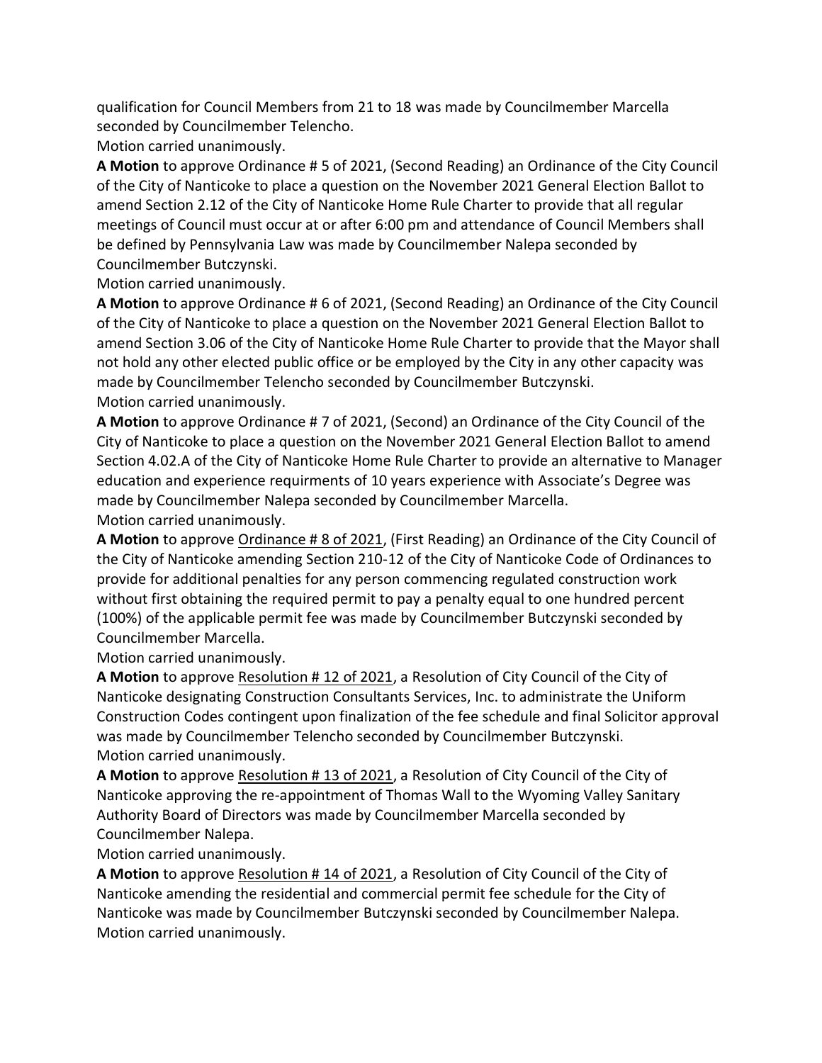qualification for Council Members from 21 to 18 was made by Councilmember Marcella seconded by Councilmember Telencho.

Motion carried unanimously.

**A Motion** to approve Ordinance # 5 of 2021, (Second Reading) an Ordinance of the City Council of the City of Nanticoke to place a question on the November 2021 General Election Ballot to amend Section 2.12 of the City of Nanticoke Home Rule Charter to provide that all regular meetings of Council must occur at or after 6:00 pm and attendance of Council Members shall be defined by Pennsylvania Law was made by Councilmember Nalepa seconded by Councilmember Butczynski.

Motion carried unanimously.

**A Motion** to approve Ordinance # 6 of 2021, (Second Reading) an Ordinance of the City Council of the City of Nanticoke to place a question on the November 2021 General Election Ballot to amend Section 3.06 of the City of Nanticoke Home Rule Charter to provide that the Mayor shall not hold any other elected public office or be employed by the City in any other capacity was made by Councilmember Telencho seconded by Councilmember Butczynski.

Motion carried unanimously.

**A Motion** to approve Ordinance # 7 of 2021, (Second) an Ordinance of the City Council of the City of Nanticoke to place a question on the November 2021 General Election Ballot to amend Section 4.02.A of the City of Nanticoke Home Rule Charter to provide an alternative to Manager education and experience requirments of 10 years experience with Associate's Degree was made by Councilmember Nalepa seconded by Councilmember Marcella.

Motion carried unanimously.

**A Motion** to approve Ordinance # 8 of 2021, (First Reading) an Ordinance of the City Council of the City of Nanticoke amending Section 210-12 of the City of Nanticoke Code of Ordinances to provide for additional penalties for any person commencing regulated construction work without first obtaining the required permit to pay a penalty equal to one hundred percent (100%) of the applicable permit fee was made by Councilmember Butczynski seconded by Councilmember Marcella.

Motion carried unanimously.

**A Motion** to approve Resolution # 12 of 2021, a Resolution of City Council of the City of Nanticoke designating Construction Consultants Services, Inc. to administrate the Uniform Construction Codes contingent upon finalization of the fee schedule and final Solicitor approval was made by Councilmember Telencho seconded by Councilmember Butczynski.

Motion carried unanimously.

**A Motion** to approve Resolution # 13 of 2021, a Resolution of City Council of the City of Nanticoke approving the re-appointment of Thomas Wall to the Wyoming Valley Sanitary Authority Board of Directors was made by Councilmember Marcella seconded by Councilmember Nalepa.

Motion carried unanimously.

**A Motion** to approve Resolution # 14 of 2021, a Resolution of City Council of the City of Nanticoke amending the residential and commercial permit fee schedule for the City of Nanticoke was made by Councilmember Butczynski seconded by Councilmember Nalepa.

Motion carried unanimously.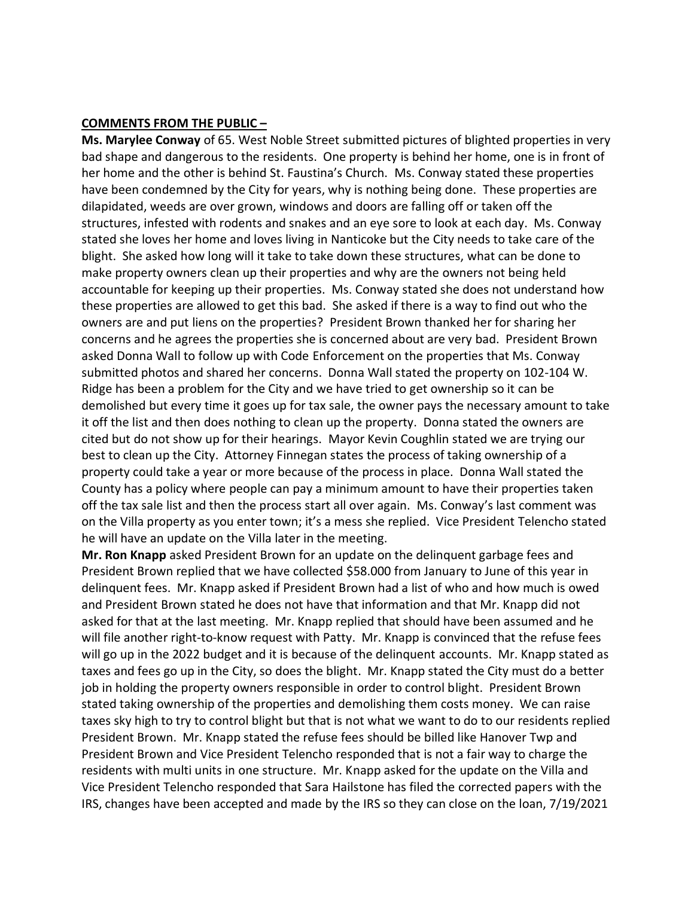**COMMENTS FROM THE PUBLIC –**

**Ms. Marylee Conway** of 65. West Noble Street submitted pictures of blighted properties in very bad shape and dangerous to the residents. One property is behind her home, one is in front of her home and the other is behind St. Faustina's Church. Ms. Conway stated these properties have been condemned by the City for years, why is nothing being done. These properties are dilapidated, weeds are over grown, windows and doors are falling off or taken off the structures, infested with rodents and snakes and an eye sore to look at each day. Ms. Conway stated she loves her home and loves living in Nanticoke but the City needs to take care of the blight. She asked how long will it take to take down these structures, what can be done to make property owners clean up their properties and why are the owners not being held accountable for keeping up their properties. Ms. Conway stated she does not understand how these properties are allowed to get this bad. She asked if there is a way to find out who the owners are and put liens on the properties? President Brown thanked her for sharing her concerns and he agrees the properties she is concerned about are very bad. President Brown asked Donna Wall to follow up with Code Enforcement on the properties that Ms. Conway submitted photos and shared her concerns. Donna Wall stated the property on 102-104 W. Ridge has been a problem for the City and we have tried to get ownership so it can be demolished but every time it goes up for tax sale, the owner pays the necessary amount to take it off the list and then does nothing to clean up the property. Donna stated the owners are cited but do not show up for their hearings. Mayor Kevin Coughlin stated we are trying our best to clean up the City. Attorney Finnegan states the process of taking ownership of a property could take a year or more because of the process in place. Donna Wall stated the County has a policy where people can pay a minimum amount to have their properties taken off the tax sale list and then the process start all over again. Ms. Conway's last comment was on the Villa property as you enter town; it's a mess she replied. Vice President Telencho stated he will have an update on the Villa later in the meeting.

**Mr. Ron Knapp** asked President Brown for an update on the delinquent garbage fees and President Brown replied that we have collected $58.000 from January to June of this year in delinquent fees. Mr. Knapp asked if President Brown had a list of who and how much is owed and President Brown stated he does not have that information and that Mr. Knapp did not asked for that at the last meeting. Mr. Knapp replied that should have been assumed and he will file another right-to-know request with Patty. Mr. Knapp is convinced that the refuse fees will go up in the 2022 budget and it is because of the delinquent accounts. Mr. Knapp stated as taxes and fees go up in the City, so does the blight. Mr. Knapp stated the City must do a better job in holding the property owners responsible in order to control blight. President Brown stated taking ownership of the properties and demolishing them costs money. We can raise taxes sky high to try to control blight but that is not what we want to do to our residents replied President Brown. Mr. Knapp stated the refuse fees should be billed like Hanover Twp and President Brown and Vice President Telencho responded that is not a fair way to charge the residents with multi units in one structure. Mr. Knapp asked for the update on the Villa and Vice President Telencho responded that Sara Hailstone has filed the corrected papers with the IRS, changes have been accepted and made by the IRS so they can close on the loan, 7/19/2021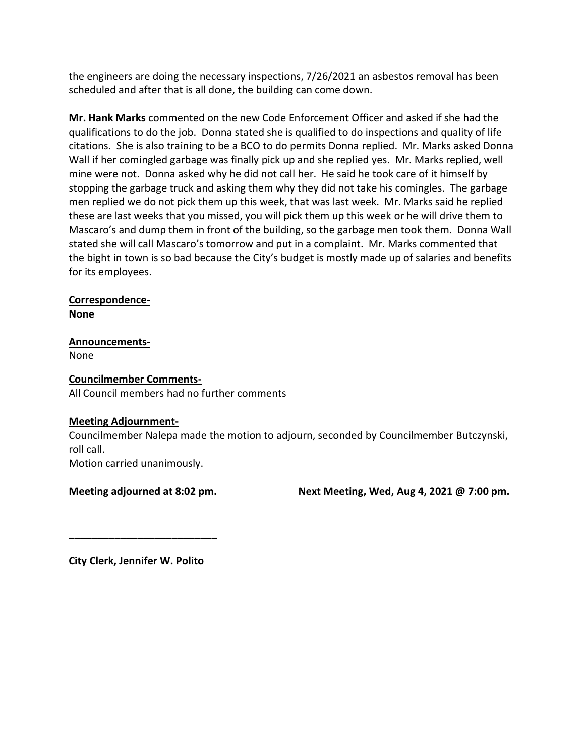the engineers are doing the necessary inspections, 7/26/2021 an asbestos removal has been scheduled and after that is all done, the building can come down.

**Mr. Hank Marks** commented on the new Code Enforcement Officer and asked if she had the qualifications to do the job. Donna stated she is qualified to do inspections and quality of life citations. She is also training to be a BCO to do permits Donna replied. Mr. Marks asked Donna Wall if her comingled garbage was finally pick up and she replied yes. Mr. Marks replied, well mine were not. Donna asked why he did not call her. He said he took care of it himself by stopping the garbage truck and asking them why they did not take his comingles. The garbage men replied we do not pick them up this week, that was last week. Mr. Marks said he replied these are last weeks that you missed, you will pick them up this week or he will drive them to Mascaro's and dump them in front of the building, so the garbage men took them. Donna Wall stated she will call Mascaro's tomorrow and put in a complaint. Mr. Marks commented that the bight in town is so bad because the City's budget is mostly made up of salaries and benefits for its employees.

**Correspondence-**
**None**

**Announcements-**
None

**Councilmember Comments-**
All Council members had no further comments

**Meeting Adjournment-**
Councilmember Nalepa made the motion to adjourn, seconded by Councilmember Butczynski, roll call.
Motion carried unanimously.

**Meeting adjourned at 8:02 pm.** **Next Meeting, Wed, Aug 4, 2021 @ 7:00 pm.**

\_\_\_\_\_\_\_\_\_\_\_\_\_\_\_\_\_\_\_\_\_\_\_\_\_\_

**City Clerk, Jennifer W. Polito**